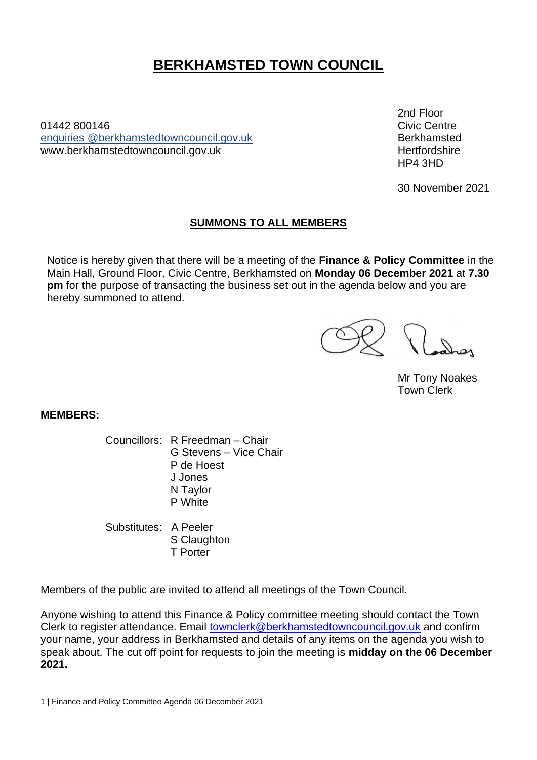# BERKHAMSTED TOWN COUNCIL

01442 800146
enquiries @berkhamstedtowncouncil.gov.uk
www.berkhamstedtowncouncil.gov.uk

2nd Floor
Civic Centre
Berkhamsted
Hertfordshire
HP4 3HD

30 November 2021

## SUMMONS TO ALL MEMBERS

Notice is hereby given that there will be a meeting of the **Finance & Policy Committee** in the Main Hall, Ground Floor, Civic Centre, Berkhamsted on **Monday 06 December 2021** at **7.30 pm** for the purpose of transacting the business set out in the agenda below and you are hereby summoned to attend.

Mr Tony Noakes
Town Clerk

**MEMBERS:**

Councillors:
- R Freedman – Chair
- G Stevens – Vice Chair
- P de Hoest
- J Jones
- N Taylor
- P White

Substitutes:
- A Peeler
- S Claughton
- T Porter

Members of the public are invited to attend all meetings of the Town Council.

Anyone wishing to attend this Finance & Policy committee meeting should contact the Town Clerk to register attendance. Email townclerk@berkhamstedtowncouncil.gov.uk and confirm your name, your address in Berkhamsted and details of any items on the agenda you wish to speak about. The cut off point for requests to join the meeting is **midday on the 06 December 2021.**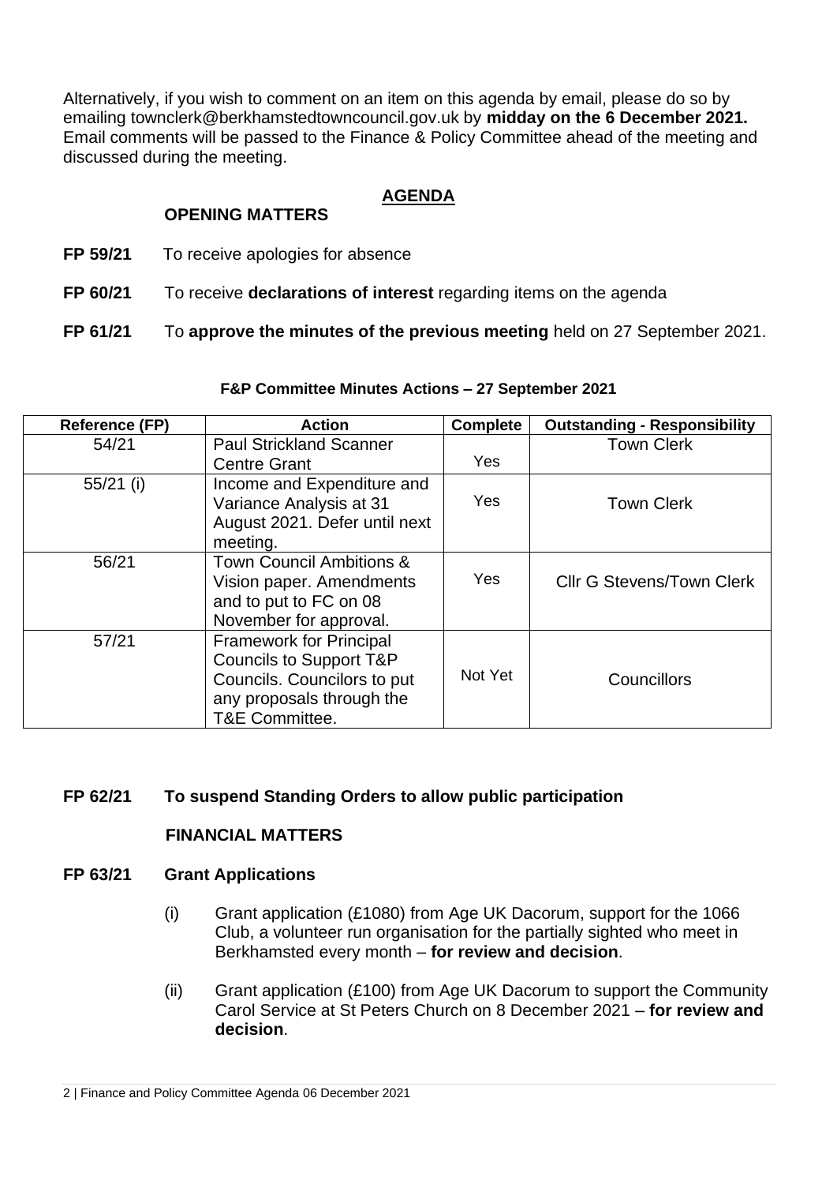Alternatively, if you wish to comment on an item on this agenda by email, please do so by emailing townclerk@berkhamstedtowncouncil.gov.uk by **midday on the 6 December 2021.** Email comments will be passed to the Finance & Policy Committee ahead of the meeting and discussed during the meeting.

## AGENDA

### OPENING MATTERS

**FP 59/21** To receive apologies for absence

**FP 60/21** To receive **declarations of interest** regarding items on the agenda

**FP 61/21** To **approve the minutes of the previous meeting** held on 27 September 2021.

**F&P Committee Minutes Actions – 27 September 2021**

| Reference (FP) | Action | Complete | Outstanding - Responsibility |
|---|---|---|---|
| 54/21 | Paul Strickland Scanner Centre Grant | Yes | Town Clerk |
| 55/21 (i) | Income and Expenditure and Variance Analysis at 31 August 2021. Defer until next meeting. | Yes | Town Clerk |
| 56/21 | Town Council Ambitions & Vision paper. Amendments and to put to FC on 08 November for approval. | Yes | Cllr G Stevens/Town Clerk |
| 57/21 | Framework for Principal Councils to Support T&P Councils. Councillors to put any proposals through the T&E Committee. | Not Yet | Councillors |

**FP 62/21 To suspend Standing Orders to allow public participation**

### FINANCIAL MATTERS

**FP 63/21 Grant Applications**

(i) Grant application (£1080) from Age UK Dacorum, support for the 1066 Club, a volunteer run organisation for the partially sighted who meet in Berkhamsted every month – **for review and decision**.

(ii) Grant application (£100) from Age UK Dacorum to support the Community Carol Service at St Peters Church on 8 December 2021 – **for review and decision**.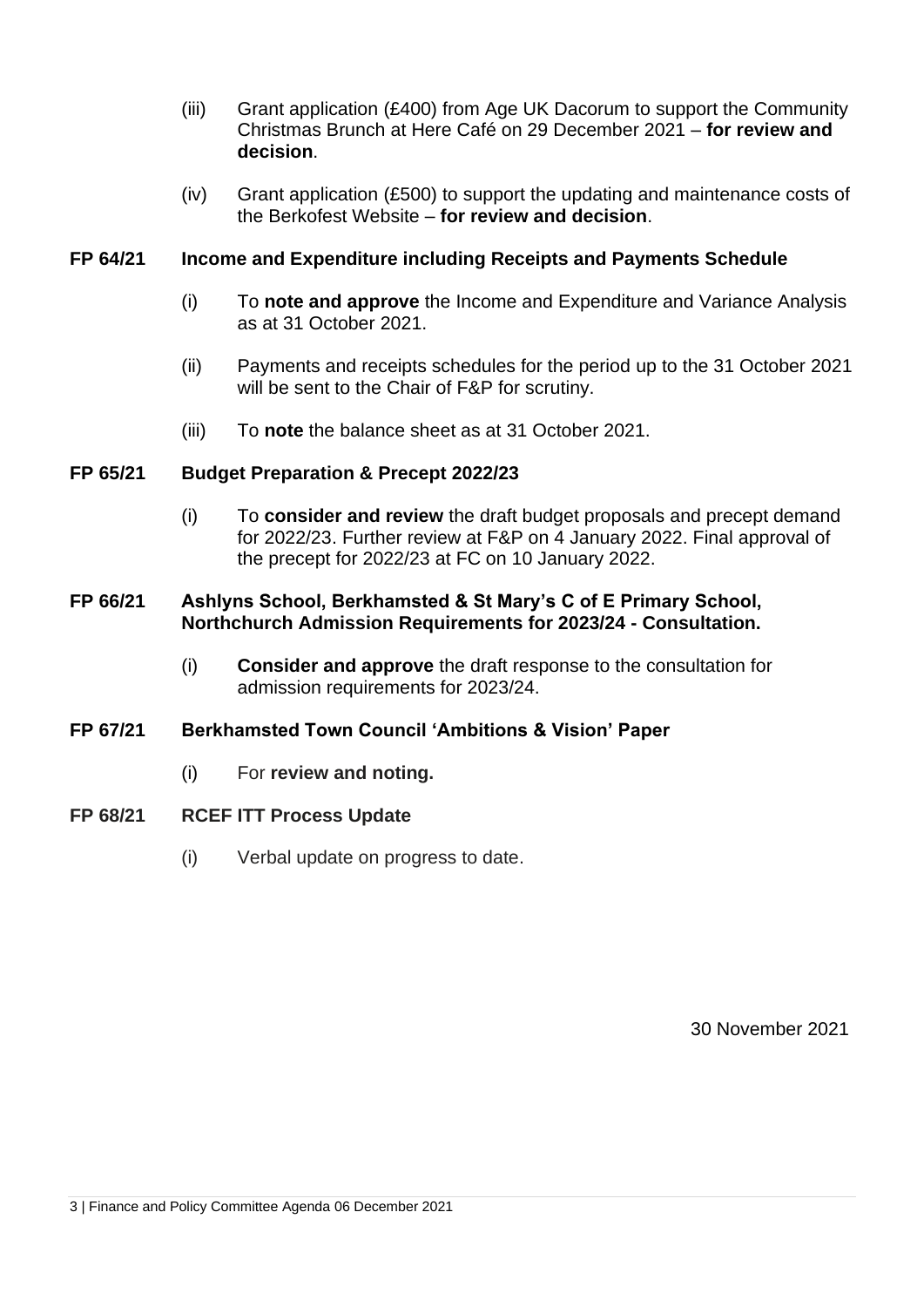(iii) Grant application (£400) from Age UK Dacorum to support the Community Christmas Brunch at Here Café on 29 December 2021 – **for review and decision**.

(iv) Grant application (£500) to support the updating and maintenance costs of the Berkofest Website – **for review and decision**.

**FP 64/21 Income and Expenditure including Receipts and Payments Schedule**

(i) To **note and approve** the Income and Expenditure and Variance Analysis as at 31 October 2021.

(ii) Payments and receipts schedules for the period up to the 31 October 2021 will be sent to the Chair of F&P for scrutiny.

(iii) To **note** the balance sheet as at 31 October 2021.

**FP 65/21 Budget Preparation & Precept 2022/23**

(i) To **consider and review** the draft budget proposals and precept demand for 2022/23. Further review at F&P on 4 January 2022. Final approval of the precept for 2022/23 at FC on 10 January 2022.

**FP 66/21 Ashlyns School, Berkhamsted & St Mary's C of E Primary School, Northchurch Admission Requirements for 2023/24 - Consultation.**

(i) **Consider and approve** the draft response to the consultation for admission requirements for 2023/24.

**FP 67/21 Berkhamsted Town Council 'Ambitions & Vision' Paper**

(i) For **review and noting.**

**FP 68/21 RCEF ITT Process Update**

(i) Verbal update on progress to date.

30 November 2021